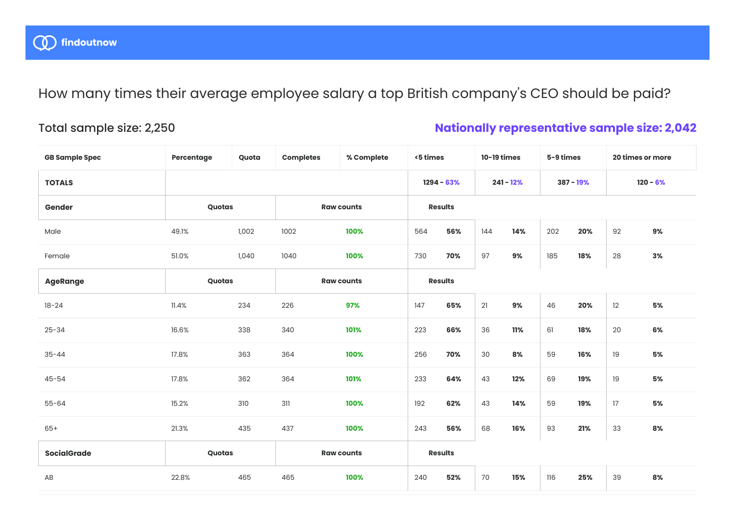findoutnow

# How many times their average employee salary a top British company's CEO should be paid?

**Total sample size: 2,250**

**Nationally representative sample size: 2,042**

| GB Sample Spec | Percentage | Quota | Completes | % Complete | <5 times | | 10-19 times | | 5-9 times | | 20 times or more | |
|---|---|---|---|---|---|---|---|---|---|---|---|---|
| **TOTALS** | | | | | 1294 - 63% | | 241 - 12% | | 387 - 19% | | 120 - 6% | |
| **Gender** | Quotas | | Raw counts | | Results | | | | | | | |
| Male | 49.1% | 1,002 | 1002 | 100% | 564 | **56%** | 144 | **14%** | 202 | **20%** | 92 | **9%** |
| Female | 51.0% | 1,040 | 1040 | 100% | 730 | **70%** | 97 | **9%** | 185 | **18%** | 28 | **3%** |
| **AgeRange** | Quotas | | Raw counts | | Results | | | | | | | |
| 18-24 | 11.4% | 234 | 226 | 97% | 147 | **65%** | 21 | **9%** | 46 | **20%** | 12 | **5%** |
| 25-34 | 16.6% | 338 | 340 | 101% | 223 | **66%** | 36 | **11%** | 61 | **18%** | 20 | **6%** |
| 35-44 | 17.8% | 363 | 364 | 100% | 256 | **70%** | 30 | **8%** | 59 | **16%** | 19 | **5%** |
| 45-54 | 17.8% | 362 | 364 | 101% | 233 | **64%** | 43 | **12%** | 69 | **19%** | 19 | **5%** |
| 55-64 | 15.2% | 310 | 311 | 100% | 192 | **62%** | 43 | **14%** | 59 | **19%** | 17 | **5%** |
| 65+ | 21.3% | 435 | 437 | 100% | 243 | **56%** | 68 | **16%** | 93 | **21%** | 33 | **8%** |
| **SocialGrade** | Quotas | | Raw counts | | Results | | | | | | | |
| AB | 22.8% | 465 | 465 | 100% | 240 | **52%** | 70 | **15%** | 116 | **25%** | 39 | **8%** |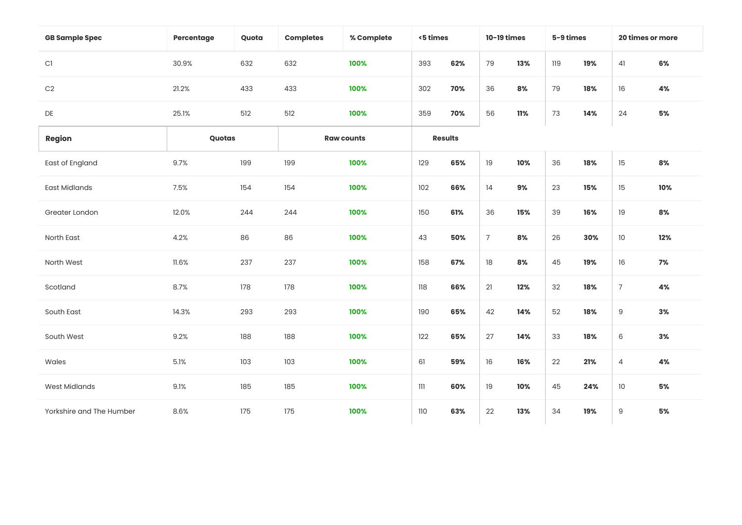| GB Sample Spec | Percentage | Quota | Completes | % Complete | <5 times | | 10-19 times | | 5-9 times | | 20 times or more | |
|---|---|---|---|---|---|---|---|---|---|---|---|---|
| C1 | 30.9% | 632 | 632 | **100%** | 393 | **62%** | 79 | **13%** | 119 | **19%** | 41 | **6%** |
| C2 | 21.2% | 433 | 433 | **100%** | 302 | **70%** | 36 | **8%** | 79 | **18%** | 16 | **4%** |
| DE | 25.1% | 512 | 512 | **100%** | 359 | **70%** | 56 | **11%** | 73 | **14%** | 24 | **5%** |
| **Region** | **Quotas** | | **Raw counts** | | **Results** | | | | | | | |
| East of England | 9.7% | 199 | 199 | **100%** | 129 | **65%** | 19 | **10%** | 36 | **18%** | 15 | **8%** |
| East Midlands | 7.5% | 154 | 154 | **100%** | 102 | **66%** | 14 | **9%** | 23 | **15%** | 15 | **10%** |
| Greater London | 12.0% | 244 | 244 | **100%** | 150 | **61%** | 36 | **15%** | 39 | **16%** | 19 | **8%** |
| North East | 4.2% | 86 | 86 | **100%** | 43 | **50%** | 7 | **8%** | 26 | **30%** | 10 | **12%** |
| North West | 11.6% | 237 | 237 | **100%** | 158 | **67%** | 18 | **8%** | 45 | **19%** | 16 | **7%** |
| Scotland | 8.7% | 178 | 178 | **100%** | 118 | **66%** | 21 | **12%** | 32 | **18%** | 7 | **4%** |
| South East | 14.3% | 293 | 293 | **100%** | 190 | **65%** | 42 | **14%** | 52 | **18%** | 9 | **3%** |
| South West | 9.2% | 188 | 188 | **100%** | 122 | **65%** | 27 | **14%** | 33 | **18%** | 6 | **3%** |
| Wales | 5.1% | 103 | 103 | **100%** | 61 | **59%** | 16 | **16%** | 22 | **21%** | 4 | **4%** |
| West Midlands | 9.1% | 185 | 185 | **100%** | 111 | **60%** | 19 | **10%** | 45 | **24%** | 10 | **5%** |
| Yorkshire and The Humber | 8.6% | 175 | 175 | **100%** | 110 | **63%** | 22 | **13%** | 34 | **19%** | 9 | **5%** |